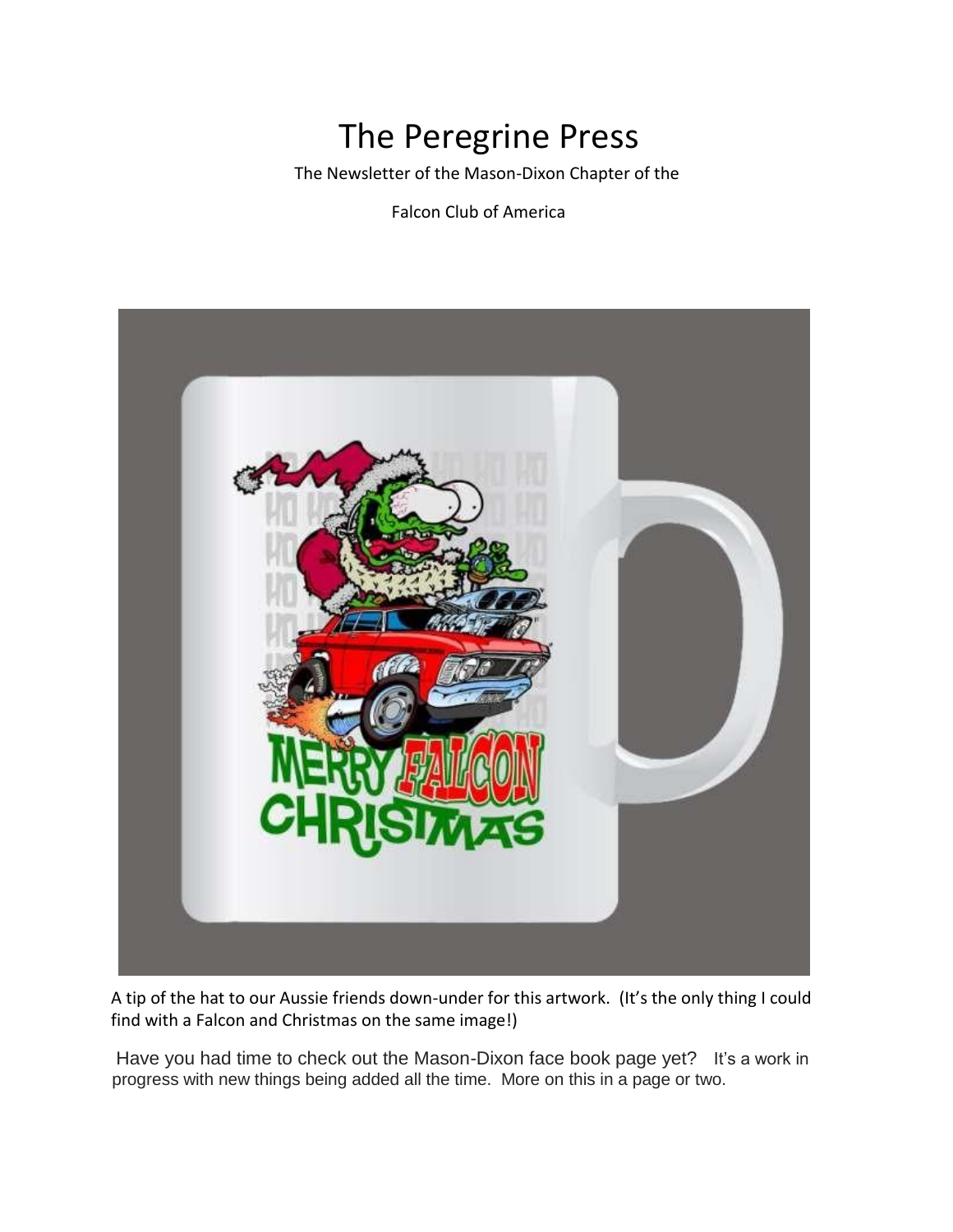# The Peregrine Press

The Newsletter of the Mason-Dixon Chapter of the

Falcon Club of America

A tip of the hat to our Aussie friends down-under for this artwork. (It's the only thing I could find with a Falcon and Christmas on the same image!)

Have you had time to check out the Mason-Dixon face book page yet? It's a work in progress with new things being added all the time. More on this in a page or two.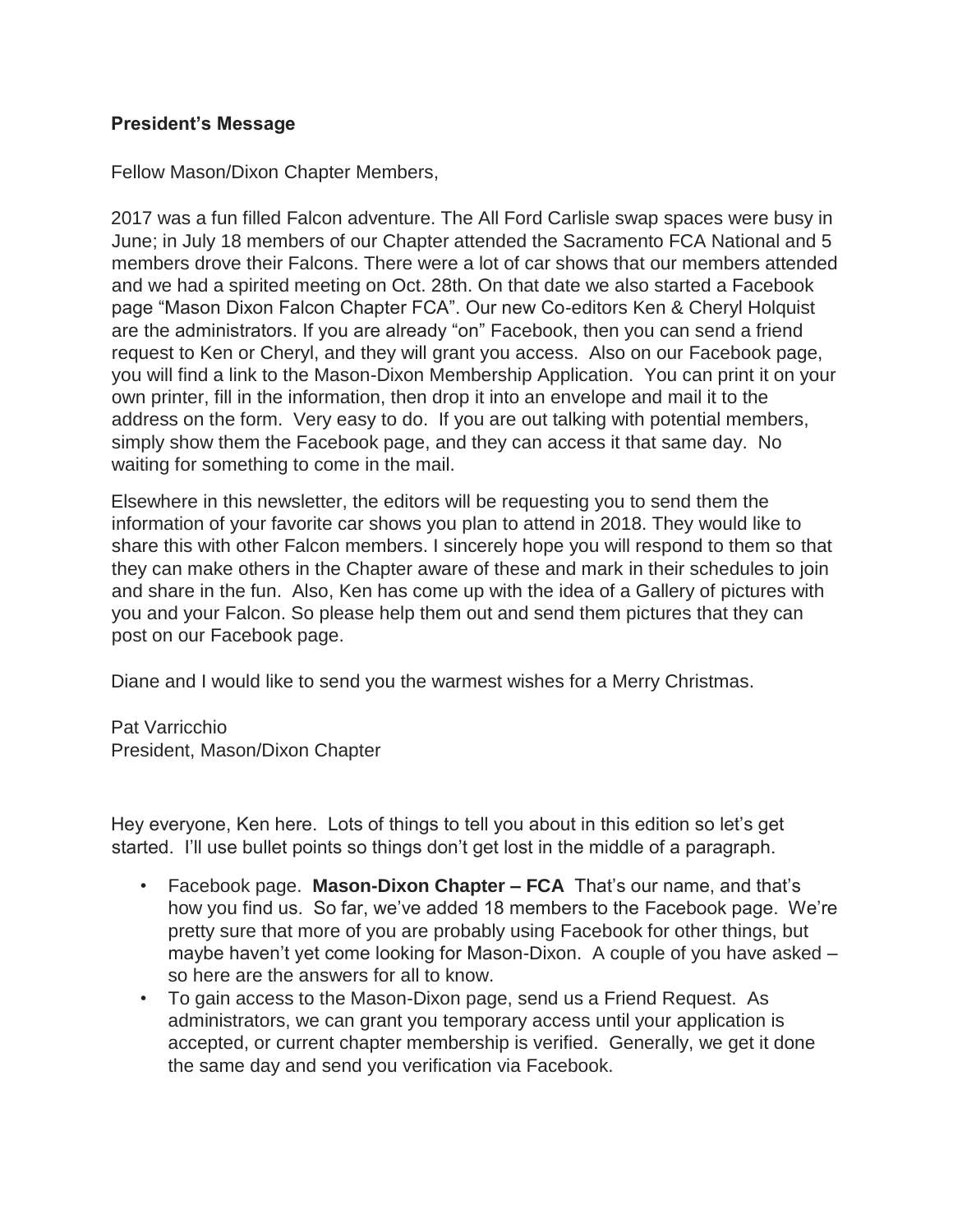**President's Message**

Fellow Mason/Dixon Chapter Members,

2017 was a fun filled Falcon adventure. The All Ford Carlisle swap spaces were busy in June; in July 18 members of our Chapter attended the Sacramento FCA National and 5 members drove their Falcons. There were a lot of car shows that our members attended and we had a spirited meeting on Oct. 28th. On that date we also started a Facebook page "Mason Dixon Falcon Chapter FCA". Our new Co-editors Ken & Cheryl Holquist are the administrators. If you are already "on" Facebook, then you can send a friend request to Ken or Cheryl, and they will grant you access. Also on our Facebook page, you will find a link to the Mason-Dixon Membership Application. You can print it on your own printer, fill in the information, then drop it into an envelope and mail it to the address on the form. Very easy to do. If you are out talking with potential members, simply show them the Facebook page, and they can access it that same day. No waiting for something to come in the mail.

Elsewhere in this newsletter, the editors will be requesting you to send them the information of your favorite car shows you plan to attend in 2018. They would like to share this with other Falcon members. I sincerely hope you will respond to them so that they can make others in the Chapter aware of these and mark in their schedules to join and share in the fun. Also, Ken has come up with the idea of a Gallery of pictures with you and your Falcon. So please help them out and send them pictures that they can post on our Facebook page.

Diane and I would like to send you the warmest wishes for a Merry Christmas.

Pat Varricchio
President, Mason/Dixon Chapter

Hey everyone, Ken here. Lots of things to tell you about in this edition so let's get started. I'll use bullet points so things don't get lost in the middle of a paragraph.

- Facebook page. **Mason-Dixon Chapter – FCA** That's our name, and that's how you find us. So far, we've added 18 members to the Facebook page. We're pretty sure that more of you are probably using Facebook for other things, but maybe haven't yet come looking for Mason-Dixon. A couple of you have asked – so here are the answers for all to know.
- To gain access to the Mason-Dixon page, send us a Friend Request. As administrators, we can grant you temporary access until your application is accepted, or current chapter membership is verified. Generally, we get it done the same day and send you verification via Facebook.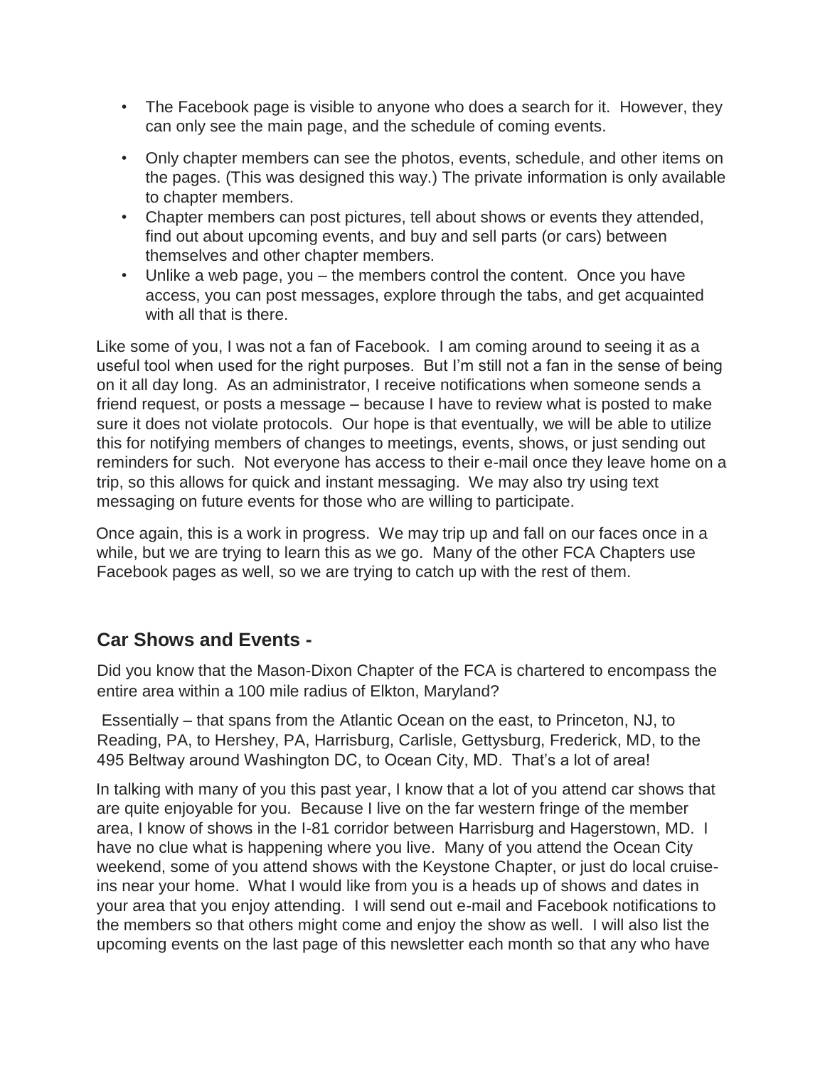- The Facebook page is visible to anyone who does a search for it. However, they can only see the main page, and the schedule of coming events.
- Only chapter members can see the photos, events, schedule, and other items on the pages. (This was designed this way.) The private information is only available to chapter members.
- Chapter members can post pictures, tell about shows or events they attended, find out about upcoming events, and buy and sell parts (or cars) between themselves and other chapter members.
- Unlike a web page, you – the members control the content. Once you have access, you can post messages, explore through the tabs, and get acquainted with all that is there.

Like some of you, I was not a fan of Facebook. I am coming around to seeing it as a useful tool when used for the right purposes. But I'm still not a fan in the sense of being on it all day long. As an administrator, I receive notifications when someone sends a friend request, or posts a message – because I have to review what is posted to make sure it does not violate protocols. Our hope is that eventually, we will be able to utilize this for notifying members of changes to meetings, events, shows, or just sending out reminders for such. Not everyone has access to their e-mail once they leave home on a trip, so this allows for quick and instant messaging. We may also try using text messaging on future events for those who are willing to participate.

Once again, this is a work in progress. We may trip up and fall on our faces once in a while, but we are trying to learn this as we go. Many of the other FCA Chapters use Facebook pages as well, so we are trying to catch up with the rest of them.

## Car Shows and Events -

Did you know that the Mason-Dixon Chapter of the FCA is chartered to encompass the entire area within a 100 mile radius of Elkton, Maryland?

Essentially – that spans from the Atlantic Ocean on the east, to Princeton, NJ, to Reading, PA, to Hershey, PA, Harrisburg, Carlisle, Gettysburg, Frederick, MD, to the 495 Beltway around Washington DC, to Ocean City, MD. That's a lot of area!

In talking with many of you this past year, I know that a lot of you attend car shows that are quite enjoyable for you. Because I live on the far western fringe of the member area, I know of shows in the I-81 corridor between Harrisburg and Hagerstown, MD. I have no clue what is happening where you live. Many of you attend the Ocean City weekend, some of you attend shows with the Keystone Chapter, or just do local cruise-ins near your home. What I would like from you is a heads up of shows and dates in your area that you enjoy attending. I will send out e-mail and Facebook notifications to the members so that others might come and enjoy the show as well. I will also list the upcoming events on the last page of this newsletter each month so that any who have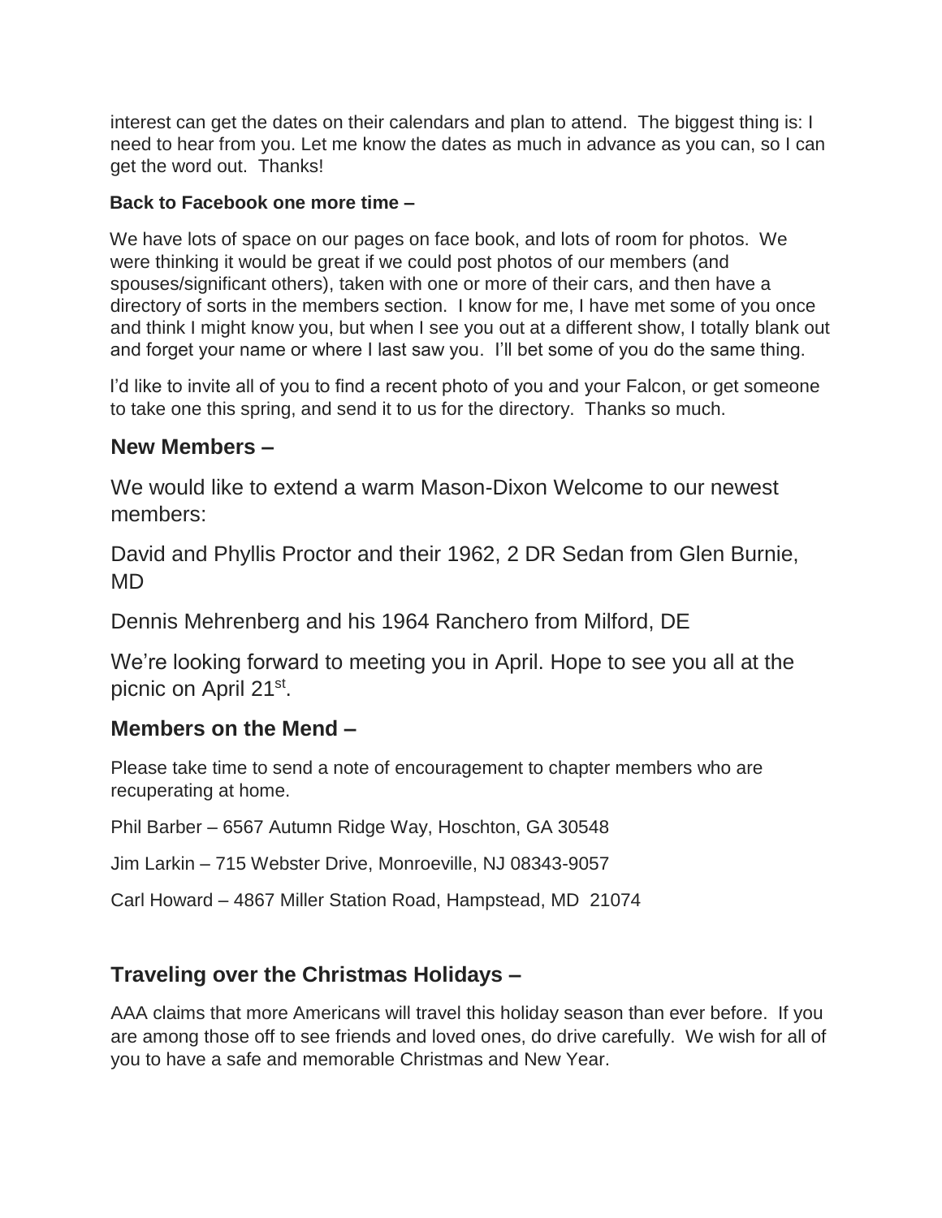interest can get the dates on their calendars and plan to attend. The biggest thing is: I need to hear from you. Let me know the dates as much in advance as you can, so I can get the word out. Thanks!

**Back to Facebook one more time –**

We have lots of space on our pages on face book, and lots of room for photos. We were thinking it would be great if we could post photos of our members (and spouses/significant others), taken with one or more of their cars, and then have a directory of sorts in the members section. I know for me, I have met some of you once and think I might know you, but when I see you out at a different show, I totally blank out and forget your name or where I last saw you. I'll bet some of you do the same thing.

I'd like to invite all of you to find a recent photo of you and your Falcon, or get someone to take one this spring, and send it to us for the directory. Thanks so much.

## New Members –

We would like to extend a warm Mason-Dixon Welcome to our newest members:

David and Phyllis Proctor and their 1962, 2 DR Sedan from Glen Burnie, MD

Dennis Mehrenberg and his 1964 Ranchero from Milford, DE

We're looking forward to meeting you in April. Hope to see you all at the picnic on April 21st.

## Members on the Mend –

Please take time to send a note of encouragement to chapter members who are recuperating at home.

Phil Barber – 6567 Autumn Ridge Way, Hoschton, GA 30548

Jim Larkin – 715 Webster Drive, Monroeville, NJ 08343-9057

Carl Howard – 4867 Miller Station Road, Hampstead, MD 21074

## Traveling over the Christmas Holidays –

AAA claims that more Americans will travel this holiday season than ever before. If you are among those off to see friends and loved ones, do drive carefully. We wish for all of you to have a safe and memorable Christmas and New Year.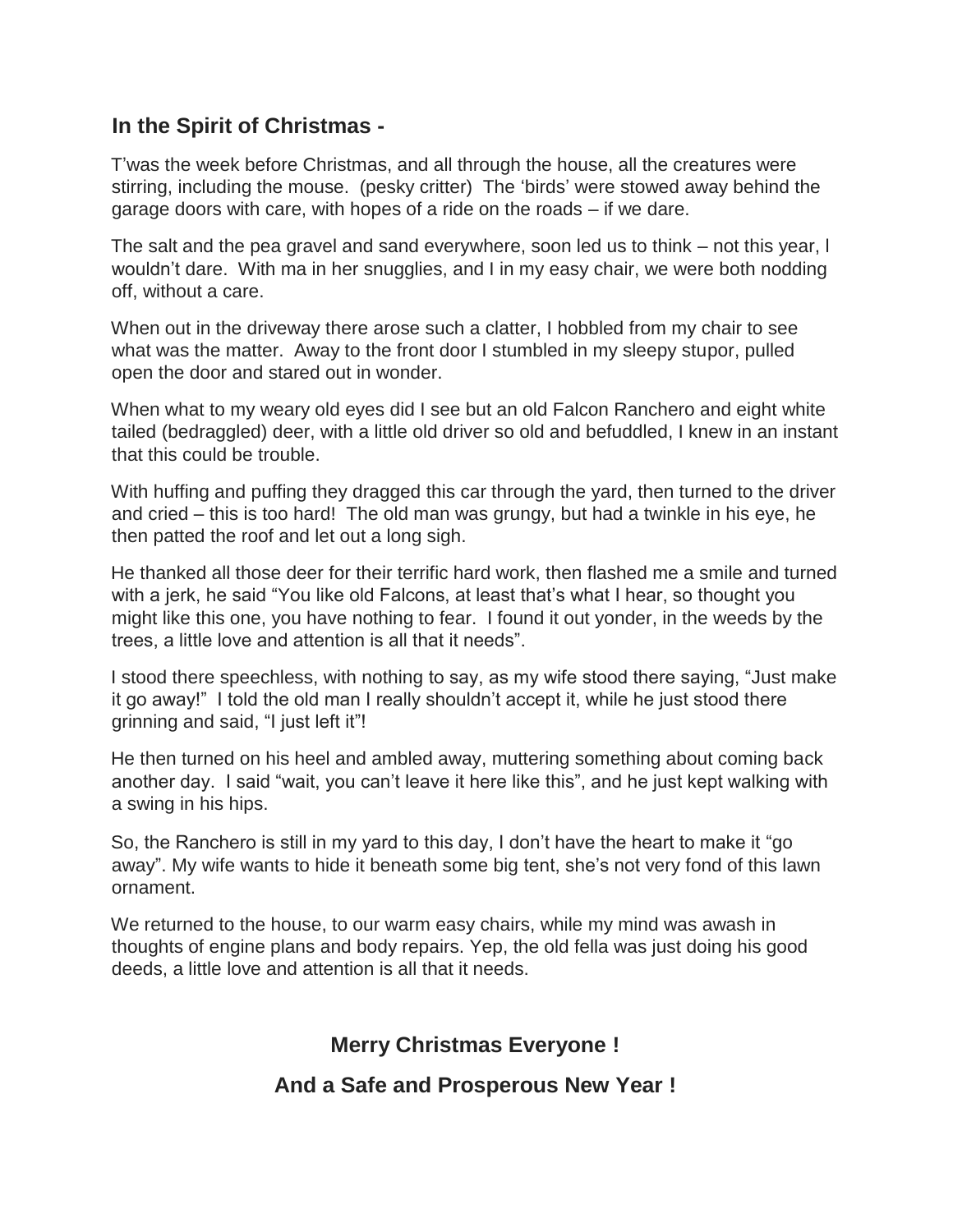## In the Spirit of Christmas -

T'was the week before Christmas, and all through the house, all the creatures were stirring, including the mouse. (pesky critter) The 'birds' were stowed away behind the garage doors with care, with hopes of a ride on the roads – if we dare.

The salt and the pea gravel and sand everywhere, soon led us to think – not this year, I wouldn't dare. With ma in her snugglies, and I in my easy chair, we were both nodding off, without a care.

When out in the driveway there arose such a clatter, I hobbled from my chair to see what was the matter. Away to the front door I stumbled in my sleepy stupor, pulled open the door and stared out in wonder.

When what to my weary old eyes did I see but an old Falcon Ranchero and eight white tailed (bedraggled) deer, with a little old driver so old and befuddled, I knew in an instant that this could be trouble.

With huffing and puffing they dragged this car through the yard, then turned to the driver and cried – this is too hard! The old man was grungy, but had a twinkle in his eye, he then patted the roof and let out a long sigh.

He thanked all those deer for their terrific hard work, then flashed me a smile and turned with a jerk, he said "You like old Falcons, at least that's what I hear, so thought you might like this one, you have nothing to fear. I found it out yonder, in the weeds by the trees, a little love and attention is all that it needs".

I stood there speechless, with nothing to say, as my wife stood there saying, "Just make it go away!" I told the old man I really shouldn't accept it, while he just stood there grinning and said, "I just left it"!

He then turned on his heel and ambled away, muttering something about coming back another day. I said "wait, you can't leave it here like this", and he just kept walking with a swing in his hips.

So, the Ranchero is still in my yard to this day, I don't have the heart to make it "go away". My wife wants to hide it beneath some big tent, she's not very fond of this lawn ornament.

We returned to the house, to our warm easy chairs, while my mind was awash in thoughts of engine plans and body repairs. Yep, the old fella was just doing his good deeds, a little love and attention is all that it needs.

**Merry Christmas Everyone !**

**And a Safe and Prosperous New Year !**